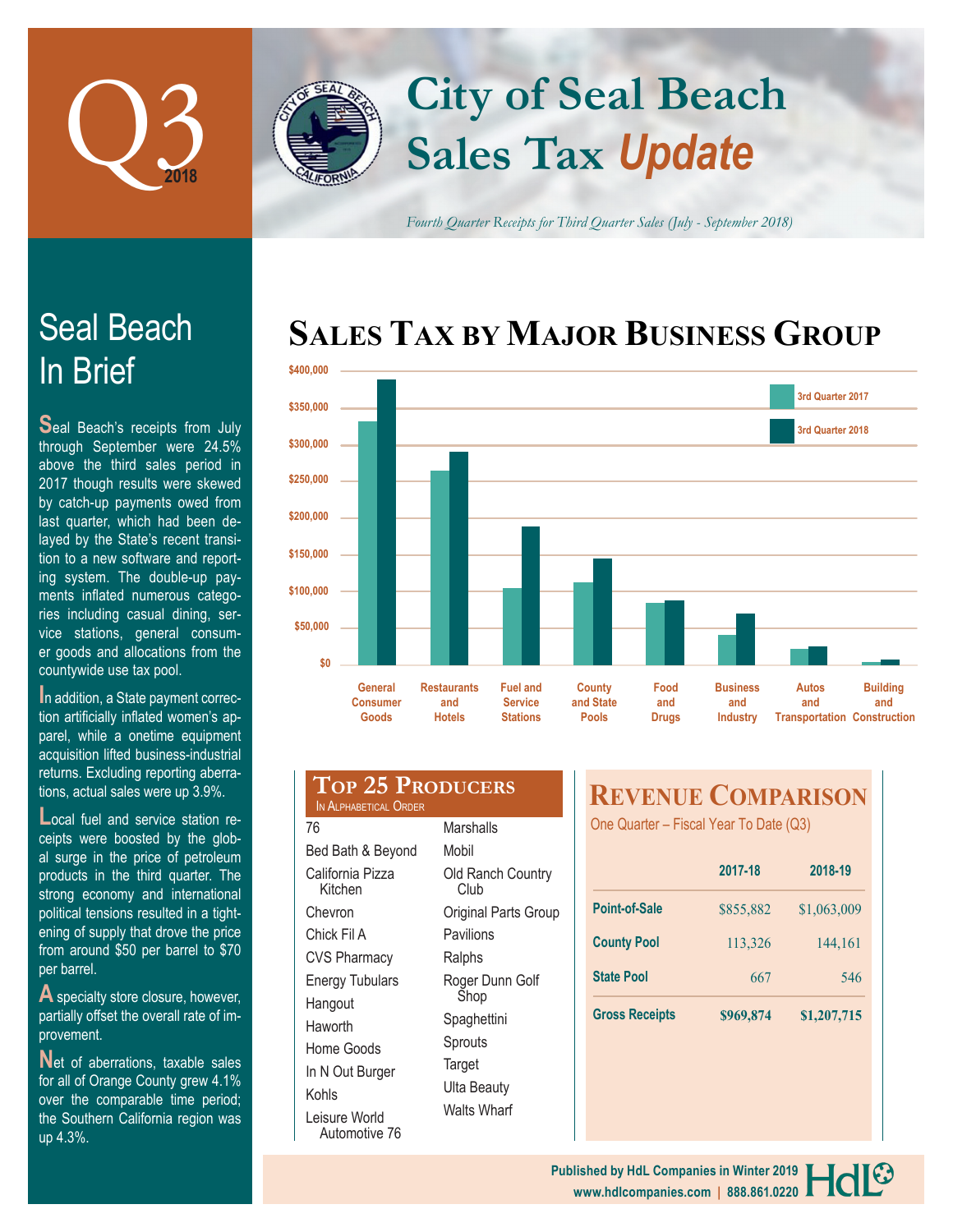# Q3 2018

# City of Seal Beach Sales Tax *Update*

*Fourth Quarter Receipts for Third Quarter Sales (July - September 2018)*

## Seal Beach In Brief

Seal Beach's receipts from July through September were 24.5% above the third sales period in 2017 though results were skewed by catch-up payments owed from last quarter, which had been delayed by the State's recent transition to a new software and reporting system. The double-up payments inflated numerous categories including casual dining, service stations, general consumer goods and allocations from the countywide use tax pool.

In addition, a State payment correction artificially inflated women's apparel, while a onetime equipment acquisition lifted business-industrial returns. Excluding reporting aberrations, actual sales were up 3.9%.

Local fuel and service station receipts were boosted by the global surge in the price of petroleum products in the third quarter. The strong economy and international political tensions resulted in a tightening of supply that drove the price from around $50 per barrel to $70 per barrel.

A specialty store closure, however, partially offset the overall rate of improvement.

Net of aberrations, taxable sales for all of Orange County grew 4.1% over the comparable time period; the Southern California region was up 4.3%.

## Sales Tax by Major Business Group

Legend: 3rd Quarter 2017, 3rd Quarter 2018

Categories: General Consumer Goods; Restaurants and Hotels; Fuel and Service Stations; County and State Pools; Food and Drugs; Business and Industry; Autos and Transportation; Building and Construction

Y-axis: $0 – $400,000

## Top 25 Producers

In Alphabetical Order

- 76
- Bed Bath & Beyond
- California Pizza Kitchen
- Chevron
- Chick Fil A
- CVS Pharmacy
- Energy Tubulars
- Hangout
- Haworth
- Home Goods
- In N Out Burger
- Kohls
- Leisure World Automotive 76
- Marshalls
- Mobil
- Old Ranch Country Club
- Original Parts Group
- Pavilions
- Ralphs
- Roger Dunn Golf Shop
- Spaghettini
- Sprouts
- Target
- Ulta Beauty
- Walts Wharf

## Revenue Comparison

One Quarter – Fiscal Year To Date (Q3)

| | 2017-18 | 2018-19 |
|---|---|---|
| Point-of-Sale | $855,882 | $1,063,009 |
| County Pool | 113,326 | 144,161 |
| State Pool | 667 | 546 |
| Gross Receipts | $969,874 | $1,207,715 |

Published by HdL Companies in Winter 2019
www.hdlcompanies.com | 888.861.0220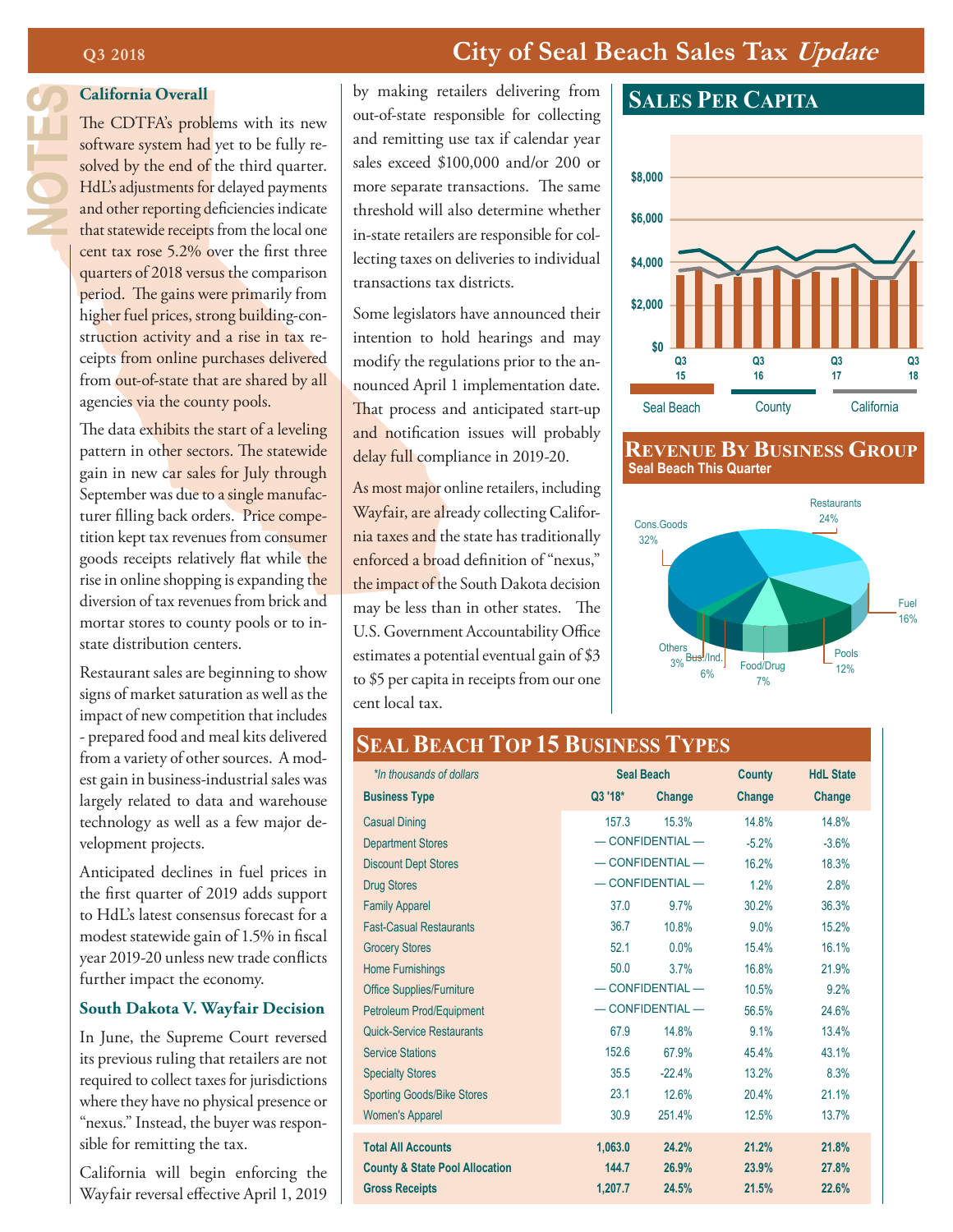Q3 2018

# City of Seal Beach Sales Tax *Update*

NOTES

### California Overall

The CDTFA's problems with its new software system had yet to be fully resolved by the end of the third quarter. HdL's adjustments for delayed payments and other reporting deficiencies indicate that statewide receipts from the local one cent tax rose 5.2% over the first three quarters of 2018 versus the comparison period. The gains were primarily from higher fuel prices, strong building-construction activity and a rise in tax receipts from online purchases delivered from out-of-state that are shared by all agencies via the county pools.

The data exhibits the start of a leveling pattern in other sectors. The statewide gain in new car sales for July through September was due to a single manufacturer filling back orders. Price competition kept tax revenues from consumer goods receipts relatively flat while the rise in online shopping is expanding the diversion of tax revenues from brick and mortar stores to county pools or to in-state distribution centers.

Restaurant sales are beginning to show signs of market saturation as well as the impact of new competition that includes - prepared food and meal kits delivered from a variety of other sources. A modest gain in business-industrial sales was largely related to data and warehouse technology as well as a few major development projects.

Anticipated declines in fuel prices in the first quarter of 2019 adds support to HdL's latest consensus forecast for a modest statewide gain of 1.5% in fiscal year 2019-20 unless new trade conflicts further impact the economy.

### South Dakota V. Wayfair Decision

In June, the Supreme Court reversed its previous ruling that retailers are not required to collect taxes for jurisdictions where they have no physical presence or "nexus." Instead, the buyer was responsible for remitting the tax.

California will begin enforcing the Wayfair reversal effective April 1, 2019 by making retailers delivering from out-of-state responsible for collecting and remitting use tax if calendar year sales exceed $100,000 and/or 200 or more separate transactions. The same threshold will also determine whether in-state retailers are responsible for collecting taxes on deliveries to individual transactions tax districts.

Some legislators have announced their intention to hold hearings and may modify the regulations prior to the announced April 1 implementation date. That process and anticipated start-up and notification issues will probably delay full compliance in 2019-20.

As most major online retailers, including Wayfair, are already collecting California taxes and the state has traditionally enforced a broad definition of "nexus," the impact of the South Dakota decision may be less than in other states. The U.S. Government Accountability Office estimates a potential eventual gain of $3 to $5 per capita in receipts from our one cent local tax.

## Sales Per Capita

$8,000
$6,000
$4,000
$2,000
$0
Q3 15
Q3 16
Q3 17
Q3 18
Seal Beach
County
California

## Revenue By Business Group

Seal Beach This Quarter

Cons.Goods 32%
Restaurants 24%
Fuel 16%
Pools 12%
Food/Drug 7%
Bus./Ind. 6%
Others 3%

## Seal Beach Top 15 Business Types

| *In thousands of dollars* | Seal Beach | | County | HdL State |
|---|---|---|---|---|
| **Business Type** | **Q3 '18*** | **Change** | **Change** | **Change** |
| Casual Dining | 157.3 | 15.3% | 14.8% | 14.8% |
| Department Stores | — CONFIDENTIAL — | | -5.2% | -3.6% |
| Discount Dept Stores | — CONFIDENTIAL — | | 16.2% | 18.3% |
| Drug Stores | — CONFIDENTIAL — | | 1.2% | 2.8% |
| Family Apparel | 37.0 | 9.7% | 30.2% | 36.3% |
| Fast-Casual Restaurants | 36.7 | 10.8% | 9.0% | 15.2% |
| Grocery Stores | 52.1 | 0.0% | 15.4% | 16.1% |
| Home Furnishings | 50.0 | 3.7% | 16.8% | 21.9% |
| Office Supplies/Furniture | — CONFIDENTIAL — | | 10.5% | 9.2% |
| Petroleum Prod/Equipment | — CONFIDENTIAL — | | 56.5% | 24.6% |
| Quick-Service Restaurants | 67.9 | 14.8% | 9.1% | 13.4% |
| Service Stations | 152.6 | 67.9% | 45.4% | 43.1% |
| Specialty Stores | 35.5 | -22.4% | 13.2% | 8.3% |
| Sporting Goods/Bike Stores | 23.1 | 12.6% | 20.4% | 21.1% |
| Women's Apparel | 30.9 | 251.4% | 12.5% | 13.7% |
| **Total All Accounts** | **1,063.0** | **24.2%** | **21.2%** | **21.8%** |
| **County & State Pool Allocation** | **144.7** | **26.9%** | **23.9%** | **27.8%** |
| **Gross Receipts** | **1,207.7** | **24.5%** | **21.5%** | **22.6%** |